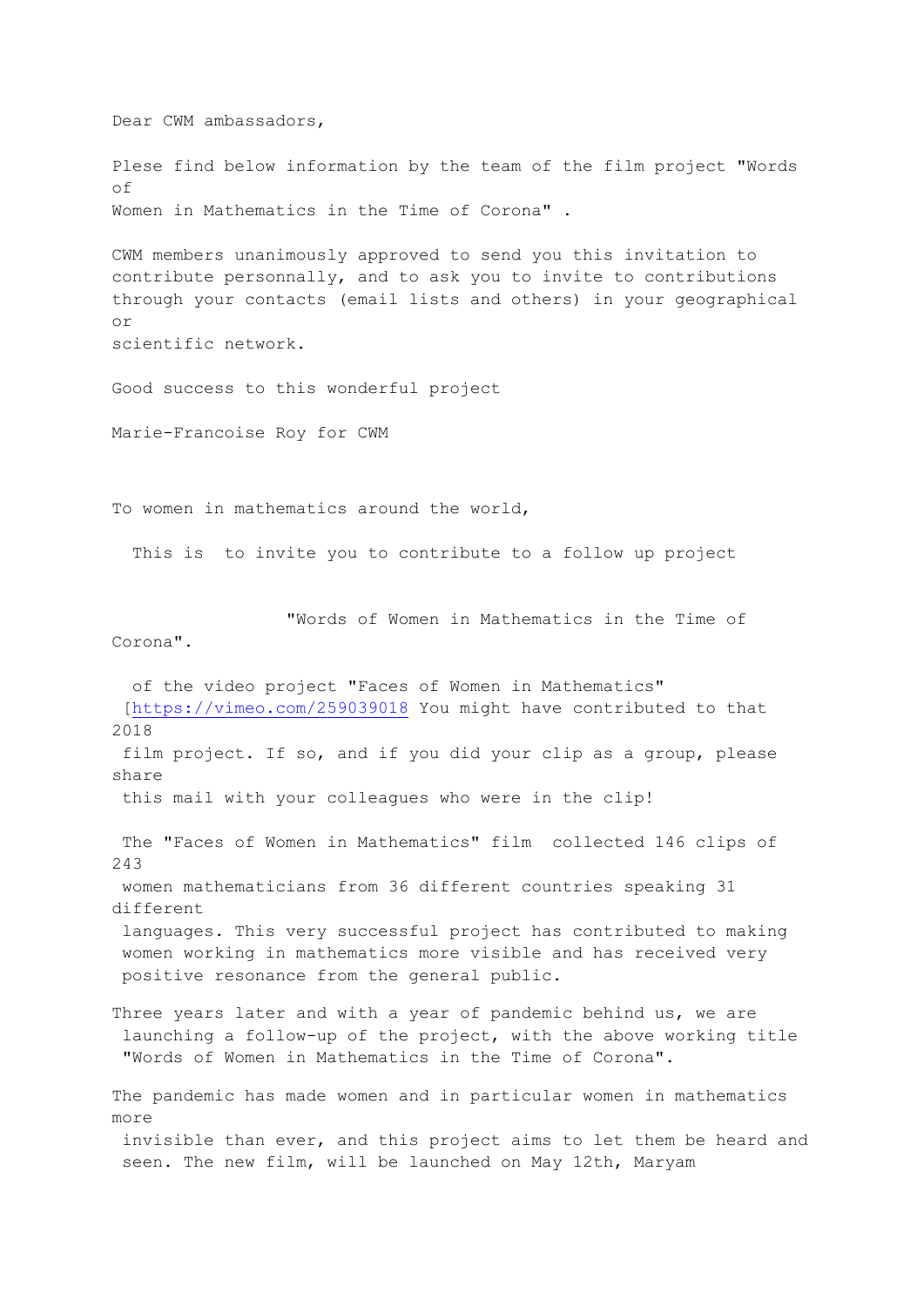Dear CWM ambassadors,

Plese find below information by the team of the film project "Words of Women in Mathematics in the Time of Corona" .

CWM members unanimously approved to send you this invitation to contribute personnally, and to ask you to invite to contributions through your contacts (email lists and others) in your geographical or scientific network.

Good success to this wonderful project

Marie-Francoise Roy for CWM

To women in mathematics around the world,

This is  to invite you to contribute to a follow up project

"Words of Women in Mathematics in the Time of Corona".

of the video project "Faces of Women in Mathematics" [https://vimeo.com/259039018 You might have contributed to that 2018 film project. If so, and if you did your clip as a group, please share this mail with your colleagues who were in the clip!

The "Faces of Women in Mathematics" film  collected 146 clips of 243 women mathematicians from 36 different countries speaking 31 different languages. This very successful project has contributed to making women working in mathematics more visible and has received very positive resonance from the general public.

Three years later and with a year of pandemic behind us, we are launching a follow-up of the project, with the above working title "Words of Women in Mathematics in the Time of Corona".

The pandemic has made women and in particular women in mathematics more invisible than ever, and this project aims to let them be heard and seen. The new film, will be launched on May 12th, Maryam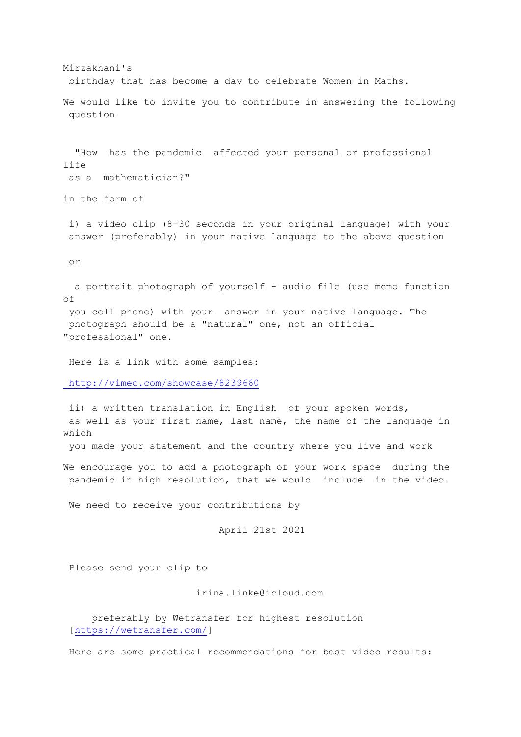Mirzakhani's birthday that has become a day to celebrate Women in Maths.

We would like to invite you to contribute in answering the following question

"How has the pandemic affected your personal or professional life as a mathematician?"

in the form of

i) a video clip (8-30 seconds in your original language) with your answer (preferably) in your native language to the above question

or

a portrait photograph of yourself + audio file (use memo function of you cell phone) with your answer in your native language. The photograph should be a "natural" one, not an official "professional" one.

Here is a link with some samples:

http://vimeo.com/showcase/8239660

ii) a written translation in English of your spoken words, as well as your first name, last name, the name of the language in which you made your statement and the country where you live and work

We encourage you to add a photograph of your work space during the pandemic in high resolution, that we would include in the video.

We need to receive your contributions by

April 21st 2021

Please send your clip to

irina.linke@icloud.com

preferably by Wetransfer for highest resolution [https://wetransfer.com/]

Here are some practical recommendations for best video results: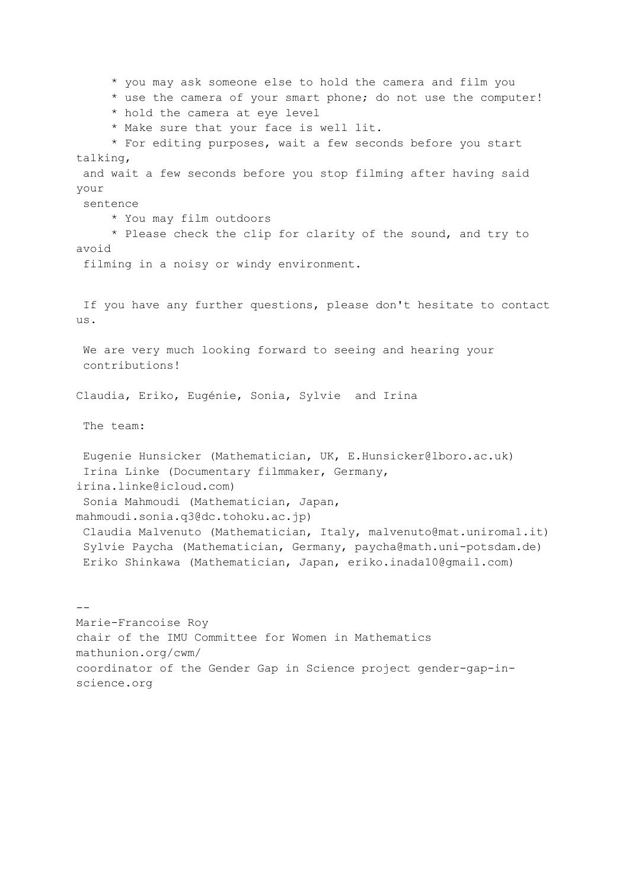* you may ask someone else to hold the camera and film you
* use the camera of your smart phone; do not use the computer!
* hold the camera at eye level
* Make sure that your face is well lit.
* For editing purposes, wait a few seconds before you start talking, and wait a few seconds before you stop filming after having said your sentence
* You may film outdoors
* Please check the clip for clarity of the sound, and try to avoid filming in a noisy or windy environment.

If you have any further questions, please don't hesitate to contact us.

We are very much looking forward to seeing and hearing your contributions!

Claudia, Eriko, Eugénie, Sonia, Sylvie and Irina

The team:

Eugenie Hunsicker (Mathematician, UK, E.Hunsicker@lboro.ac.uk)
Irina Linke (Documentary filmmaker, Germany, irina.linke@icloud.com)
Sonia Mahmoudi (Mathematician, Japan, mahmoudi.sonia.q3@dc.tohoku.ac.jp)
Claudia Malvenuto (Mathematician, Italy, malvenuto@mat.uniroma1.it)
Sylvie Paycha (Mathematician, Germany, paycha@math.uni-potsdam.de)
Eriko Shinkawa (Mathematician, Japan, eriko.inada10@gmail.com)

--
Marie-Francoise Roy
chair of the IMU Committee for Women in Mathematics
mathunion.org/cwm/
coordinator of the Gender Gap in Science project gender-gap-in-science.org